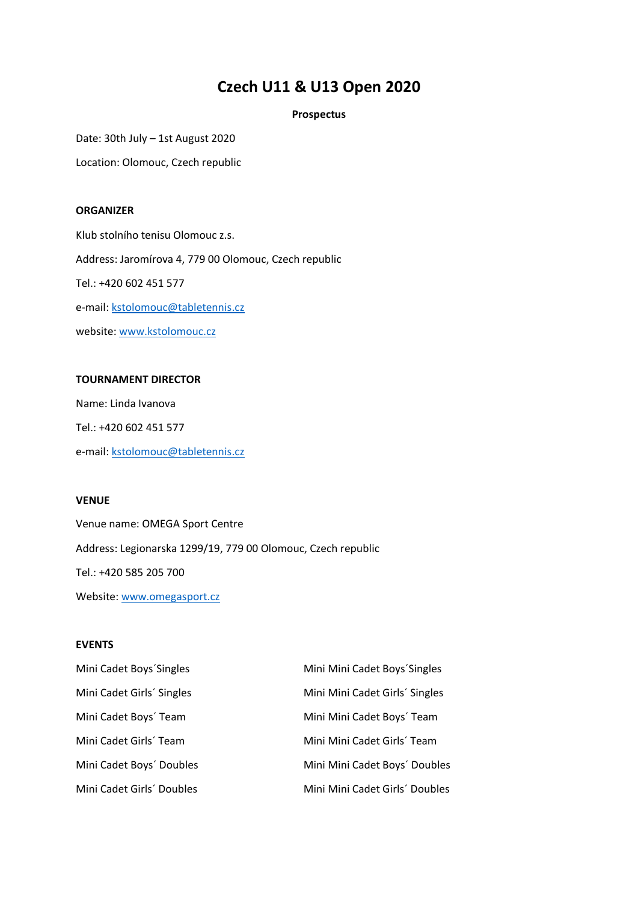# Czech U11 & U13 Open 2020

**Prospectus**

Date: 30th July – 1st August 2020

Location: Olomouc, Czech republic

**ORGANIZER**

Klub stolního tenisu Olomouc z.s.

Address: Jaromírova 4, 779 00 Olomouc, Czech republic

Tel.: +420 602 451 577

e-mail: kstolomouc@tabletennis.cz

website: www.kstolomouc.cz

**TOURNAMENT DIRECTOR**

Name: Linda Ivanova

Tel.: +420 602 451 577

e-mail: kstolomouc@tabletennis.cz

**VENUE**

Venue name: OMEGA Sport Centre

Address: Legionarska 1299/19, 779 00 Olomouc, Czech republic

Tel.: +420 585 205 700

Website: www.omegasport.cz

**EVENTS**

Mini Cadet Boys´Singles

Mini Cadet Girls´ Singles

Mini Cadet Boys´ Team

Mini Cadet Girls´ Team

Mini Cadet Boys´ Doubles

Mini Cadet Girls´ Doubles

Mini Mini Cadet Boys´Singles

Mini Mini Cadet Girls´ Singles

Mini Mini Cadet Boys´ Team

Mini Mini Cadet Girls´ Team

Mini Mini Cadet Boys´ Doubles

Mini Mini Cadet Girls´ Doubles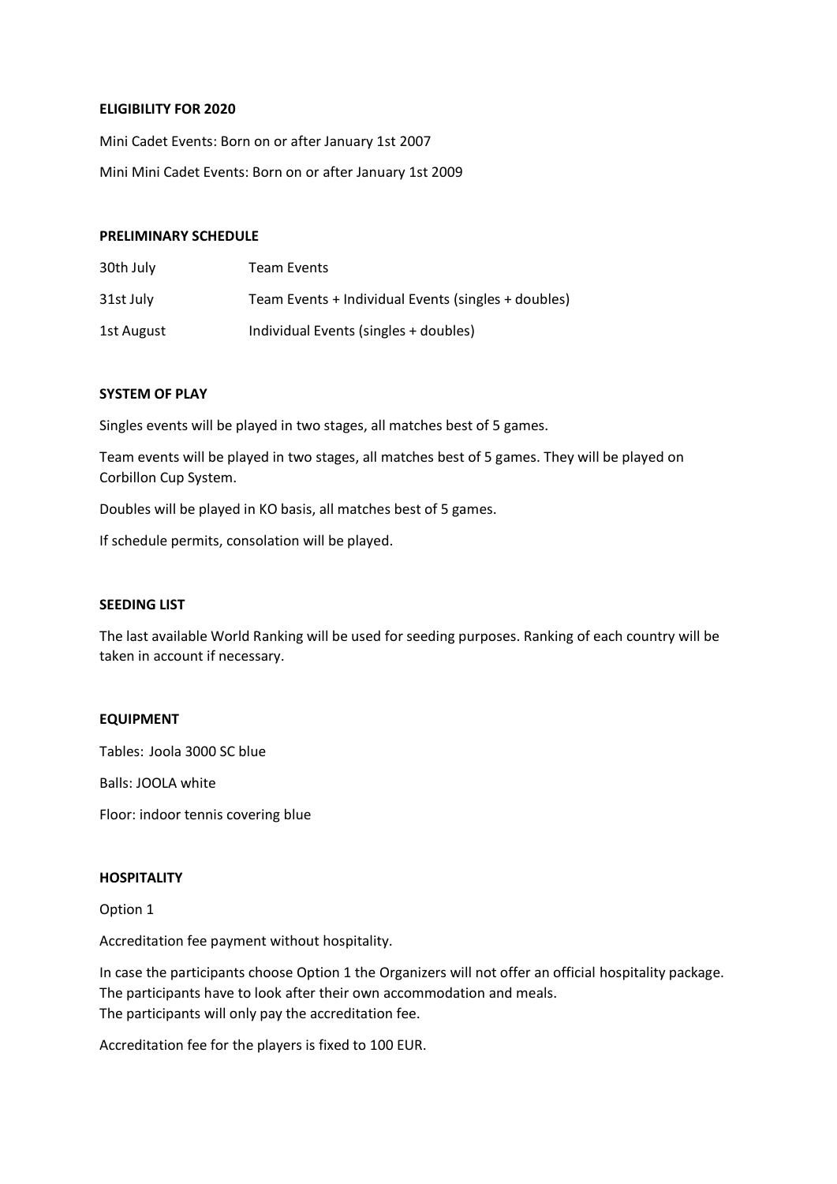**ELIGIBILITY FOR 2020**

Mini Cadet Events: Born on or after January 1st 2007

Mini Mini Cadet Events: Born on or after January 1st 2009

**PRELIMINARY SCHEDULE**

| | |
|---|---|
| 30th July | Team Events |
| 31st July | Team Events + Individual Events (singles + doubles) |
| 1st August | Individual Events (singles + doubles) |

**SYSTEM OF PLAY**

Singles events will be played in two stages, all matches best of 5 games.

Team events will be played in two stages, all matches best of 5 games. They will be played on Corbillon Cup System.

Doubles will be played in KO basis, all matches best of 5 games.

If schedule permits, consolation will be played.

**SEEDING LIST**

The last available World Ranking will be used for seeding purposes. Ranking of each country will be taken in account if necessary.

**EQUIPMENT**

Tables: Joola 3000 SC blue

Balls: JOOLA white

Floor: indoor tennis covering blue

**HOSPITALITY**

Option 1

Accreditation fee payment without hospitality.

In case the participants choose Option 1 the Organizers will not offer an official hospitality package. The participants have to look after their own accommodation and meals.
The participants will only pay the accreditation fee.

Accreditation fee for the players is fixed to 100 EUR.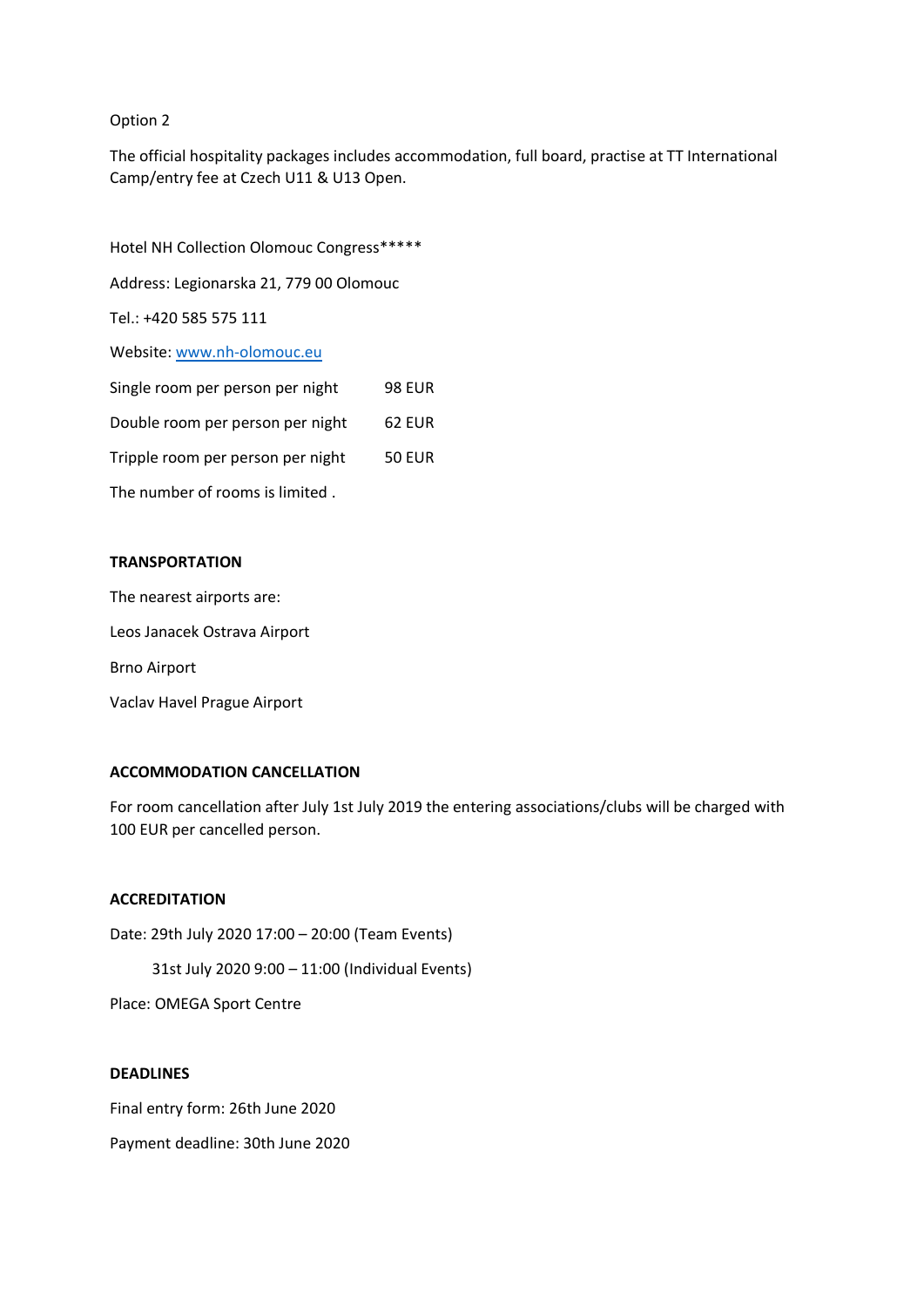Option 2

The official hospitality packages includes accommodation, full board, practise at TT International Camp/entry fee at Czech U11 & U13 Open.

Hotel NH Collection Olomouc Congress*****

Address: Legionarska 21, 779 00 Olomouc

Tel.: +420 585 575 111

Website: [www.nh-olomouc.eu](http://www.nh-olomouc.eu)

| | |
|---|---|
| Single room per person per night | 98 EUR |
| Double room per person per night | 62 EUR |
| Tripple room per person per night | 50 EUR |

The number of rooms is limited .

**TRANSPORTATION**

The nearest airports are:

Leos Janacek Ostrava Airport

Brno Airport

Vaclav Havel Prague Airport

**ACCOMMODATION CANCELLATION**

For room cancellation after July 1st July 2019 the entering associations/clubs will be charged with 100 EUR per cancelled person.

**ACCREDITATION**

Date: 29th July 2020 17:00 – 20:00 (Team Events)

31st July 2020 9:00 – 11:00 (Individual Events)

Place: OMEGA Sport Centre

**DEADLINES**

Final entry form: 26th June 2020

Payment deadline: 30th June 2020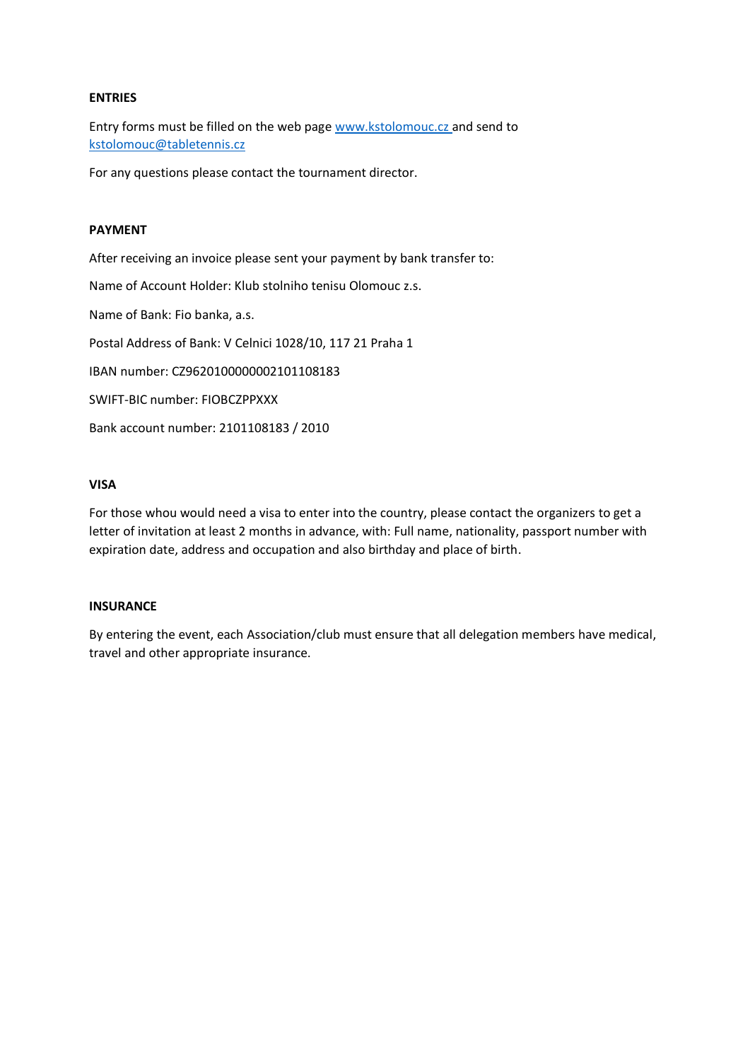**ENTRIES**

Entry forms must be filled on the web page [www.kstolomouc.cz](http://www.kstolomouc.cz) and send to [kstolomouc@tabletennis.cz](mailto:kstolomouc@tabletennis.cz)

For any questions please contact the tournament director.

**PAYMENT**

After receiving an invoice please sent your payment by bank transfer to:

Name of Account Holder: Klub stolniho tenisu Olomouc z.s.

Name of Bank: Fio banka, a.s.

Postal Address of Bank: V Celnici 1028/10, 117 21 Praha 1

IBAN number: CZ9620100000002101108183

SWIFT-BIC number: FIOBCZPPXXX

Bank account number: 2101108183 / 2010

**VISA**

For those whou would need a visa to enter into the country, please contact the organizers to get a letter of invitation at least 2 months in advance, with: Full name, nationality, passport number with expiration date, address and occupation and also birthday and place of birth.

**INSURANCE**

By entering the event, each Association/club must ensure that all delegation members have medical, travel and other appropriate insurance.